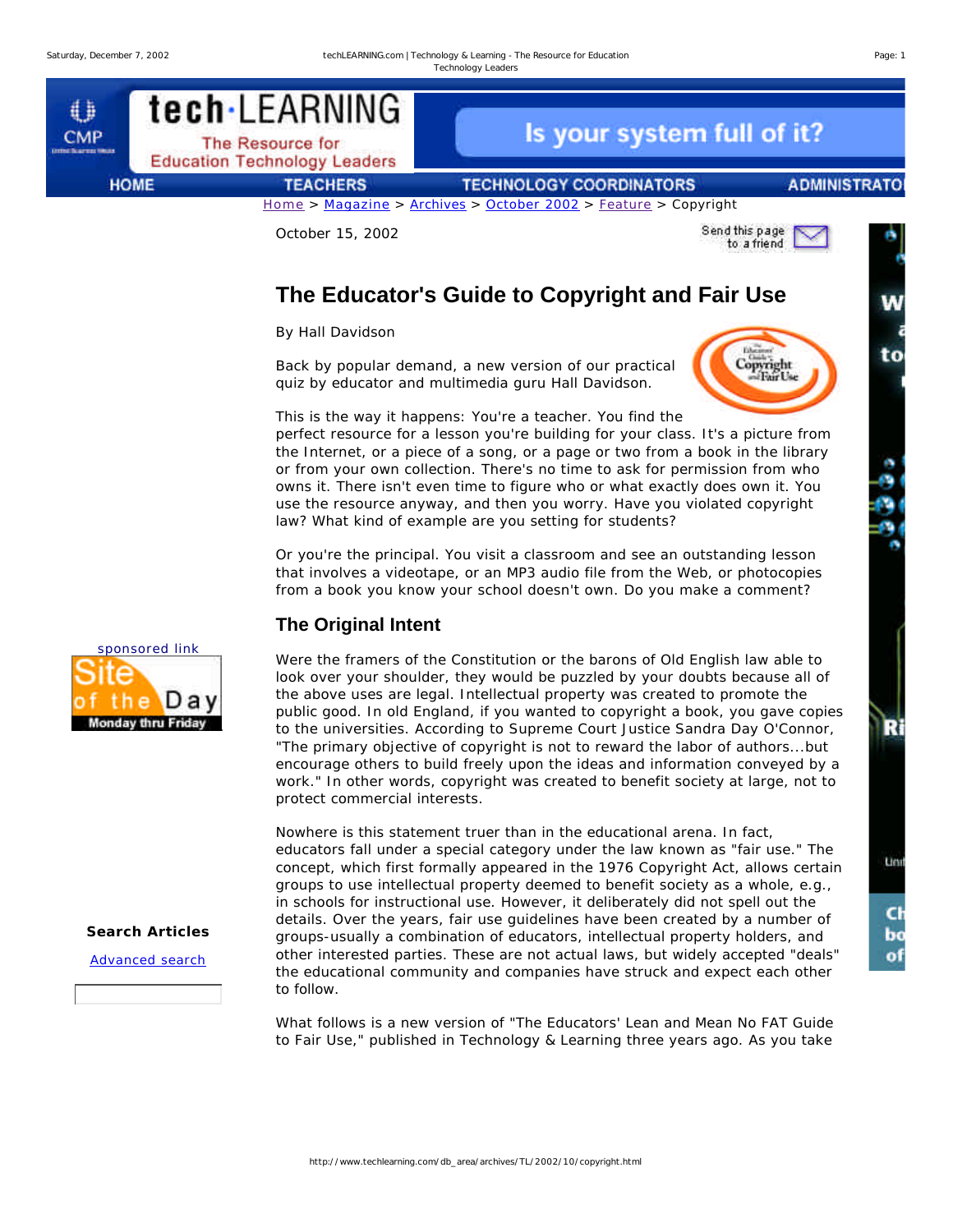Home > Magazine > Archives > October 2002 > Feature > Copyright

October 15, 2002

# The Educator's Guide to Copyright and Fair Use

By Hall Davidson

Back by popular demand, a new version of our practical quiz by educator and multimedia guru Hall Davidson.

This is the way it happens: You're a teacher. You find the perfect resource for a lesson you're building for your class. It's a picture from the Internet, or a piece of a song, or a page or two from a book in the library or from your own collection. There's no time to ask for permission from who owns it. There isn't even time to figure who or what exactly does own it. You use the resource anyway, and then you worry. Have you violated copyright law? What kind of example are you setting for students?

Or you're the principal. You visit a classroom and see an outstanding lesson that involves a videotape, or an MP3 audio file from the Web, or photocopies from a book you know your school doesn't own. Do you make a comment?

## The Original Intent

Were the framers of the Constitution or the barons of Old English law able to look over your shoulder, they would be puzzled by your doubts because all of the above uses are legal. Intellectual property was created to promote the public good. In old England, if you wanted to copyright a book, you gave copies to the universities. According to Supreme Court Justice Sandra Day O'Connor, "The primary objective of copyright is not to reward the labor of authors...but encourage others to build freely upon the ideas and information conveyed by a work." In other words, copyright was created to benefit society at large, not to protect commercial interests.

Nowhere is this statement truer than in the educational arena. In fact, educators fall under a special category under the law known as "fair use." The concept, which first formally appeared in the 1976 Copyright Act, allows certain groups to use intellectual property deemed to benefit society as a whole, e.g., in schools for instructional use. However, it deliberately did not spell out the details. Over the years, fair use guidelines have been created by a number of groups-usually a combination of educators, intellectual property holders, and other interested parties. These are not actual laws, but widely accepted "deals" the educational community and companies have struck and expect each other to follow.

What follows is a new version of "The Educators' Lean and Mean No FAT Guide to Fair Use," published in Technology & Learning three years ago. As you take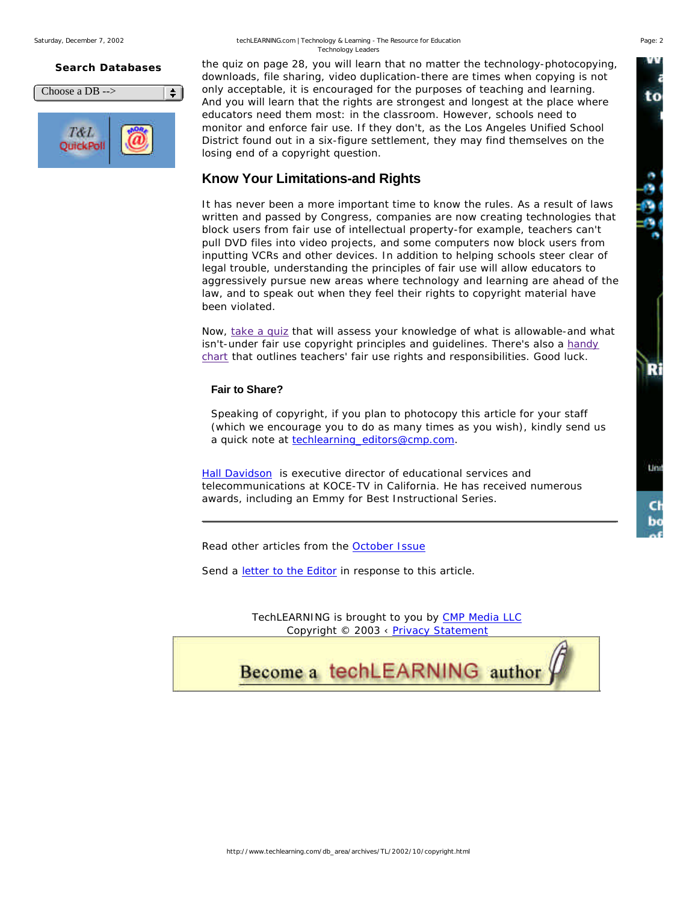the quiz on page 28, you will learn that no matter the technology-photocopying, downloads, file sharing, video duplication-there are times when copying is not only acceptable, it is encouraged for the purposes of teaching and learning. And you will learn that the rights are strongest and longest at the place where educators need them most: in the classroom. However, schools need to monitor and enforce fair use. If they don't, as the Los Angeles Unified School District found out in a six-figure settlement, they may find themselves on the losing end of a copyright question.

## Know Your Limitations-and Rights

It has never been a more important time to know the rules. As a result of laws written and passed by Congress, companies are now creating technologies that block users from fair use of intellectual property-for example, teachers can't pull DVD files into video projects, and some computers now block users from inputting VCRs and other devices. In addition to helping schools steer clear of legal trouble, understanding the principles of fair use will allow educators to aggressively pursue new areas where technology and learning are ahead of the law, and to speak out when they feel their rights to copyright material have been violated.

Now, take a quiz that will assess your knowledge of what is allowable-and what isn't-under fair use copyright principles and guidelines. There's also a handy chart that outlines teachers' fair use rights and responsibilities. Good luck.

**Fair to Share?**

Speaking of copyright, if you plan to photocopy this article for your staff (which we encourage you to do as many times as you wish), kindly send us a quick note at techlearning_editors@cmp.com.

Hall Davidson is executive director of educational services and telecommunications at KOCE-TV in California. He has received numerous awards, including an Emmy for Best Instructional Series.

---

Read other articles from the October Issue

Send a letter to the Editor in response to this article.

TechLEARNING is brought to you by CMP Media LLC
Copyright © 2003 ‹ Privacy Statement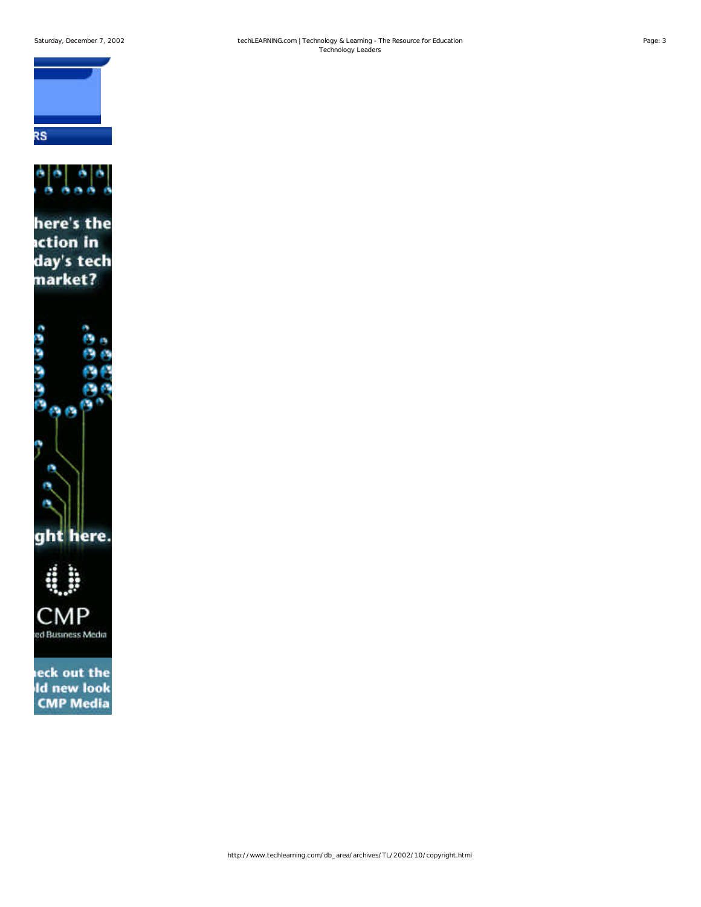RS

here's the
ıction in
day's tech
market?

ght here.

CMP
ted Business Media

ıeck out the
ıld new look
CMP Media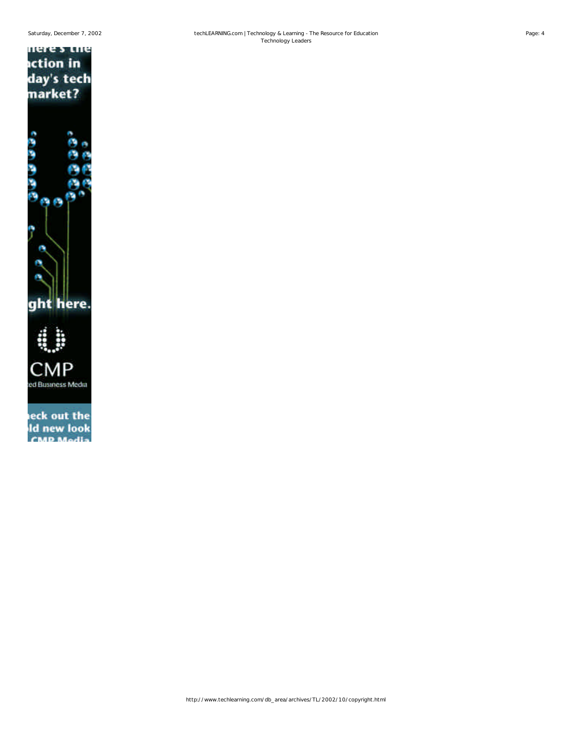here's the
action in
day's tech
market?

ght here.

CMP
ted Business Media

eck out the
ld new look
CMP Media